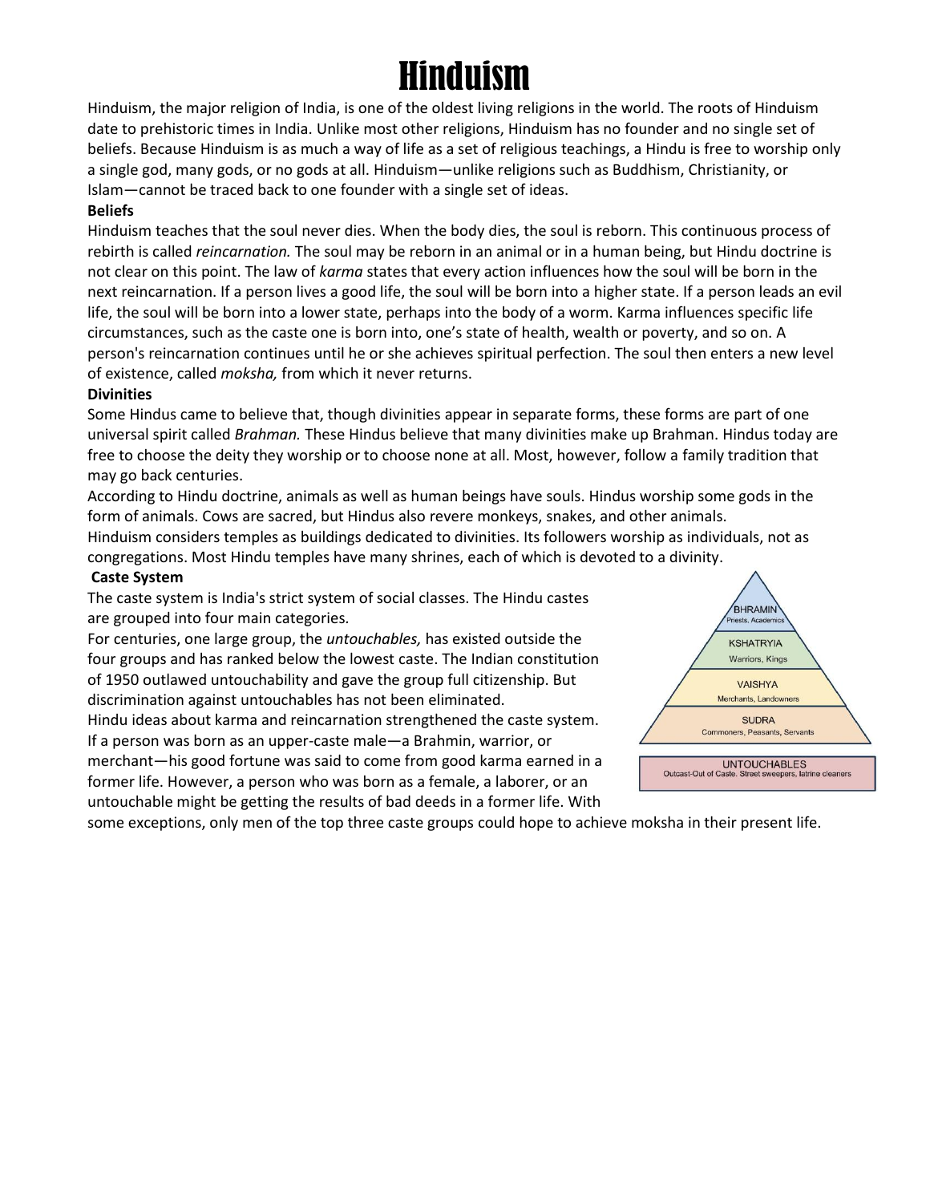# Hinduism

Hinduism, the major religion of India, is one of the oldest living religions in the world. The roots of Hinduism date to prehistoric times in India. Unlike most other religions, Hinduism has no founder and no single set of beliefs. Because Hinduism is as much a way of life as a set of religious teachings, a Hindu is free to worship only a single god, many gods, or no gods at all. Hinduism—unlike religions such as Buddhism, Christianity, or Islam—cannot be traced back to one founder with a single set of ideas.

**Beliefs**

Hinduism teaches that the soul never dies. When the body dies, the soul is reborn. This continuous process of rebirth is called *reincarnation.* The soul may be reborn in an animal or in a human being, but Hindu doctrine is not clear on this point. The law of *karma* states that every action influences how the soul will be born in the next reincarnation. If a person lives a good life, the soul will be born into a higher state. If a person leads an evil life, the soul will be born into a lower state, perhaps into the body of a worm. Karma influences specific life circumstances, such as the caste one is born into, one's state of health, wealth or poverty, and so on. A person's reincarnation continues until he or she achieves spiritual perfection. The soul then enters a new level of existence, called *moksha,* from which it never returns.

**Divinities**

Some Hindus came to believe that, though divinities appear in separate forms, these forms are part of one universal spirit called *Brahman.* These Hindus believe that many divinities make up Brahman. Hindus today are free to choose the deity they worship or to choose none at all. Most, however, follow a family tradition that may go back centuries.

According to Hindu doctrine, animals as well as human beings have souls. Hindus worship some gods in the form of animals. Cows are sacred, but Hindus also revere monkeys, snakes, and other animals.

Hinduism considers temples as buildings dedicated to divinities. Its followers worship as individuals, not as congregations. Most Hindu temples have many shrines, each of which is devoted to a divinity.

**Caste System**

The caste system is India's strict system of social classes. The Hindu castes are grouped into four main categories.

For centuries, one large group, the *untouchables,* has existed outside the four groups and has ranked below the lowest caste. The Indian constitution of 1950 outlawed untouchability and gave the group full citizenship. But discrimination against untouchables has not been eliminated.

Hindu ideas about karma and reincarnation strengthened the caste system. If a person was born as an upper-caste male—a Brahmin, warrior, or merchant—his good fortune was said to come from good karma earned in a former life. However, a person who was born as a female, a laborer, or an untouchable might be getting the results of bad deeds in a former life. With some exceptions, only men of the top three caste groups could hope to achieve moksha in their present life.

BHRAMIN – Priests, Academics
KSHATRYIA – Warriors, Kings
VAISHYA – Merchants, Landowners
SUDRA – Commoners, Peasants, Servants
UNTOUCHABLES – Outcast-Out of Caste. Street sweepers, latrine cleaners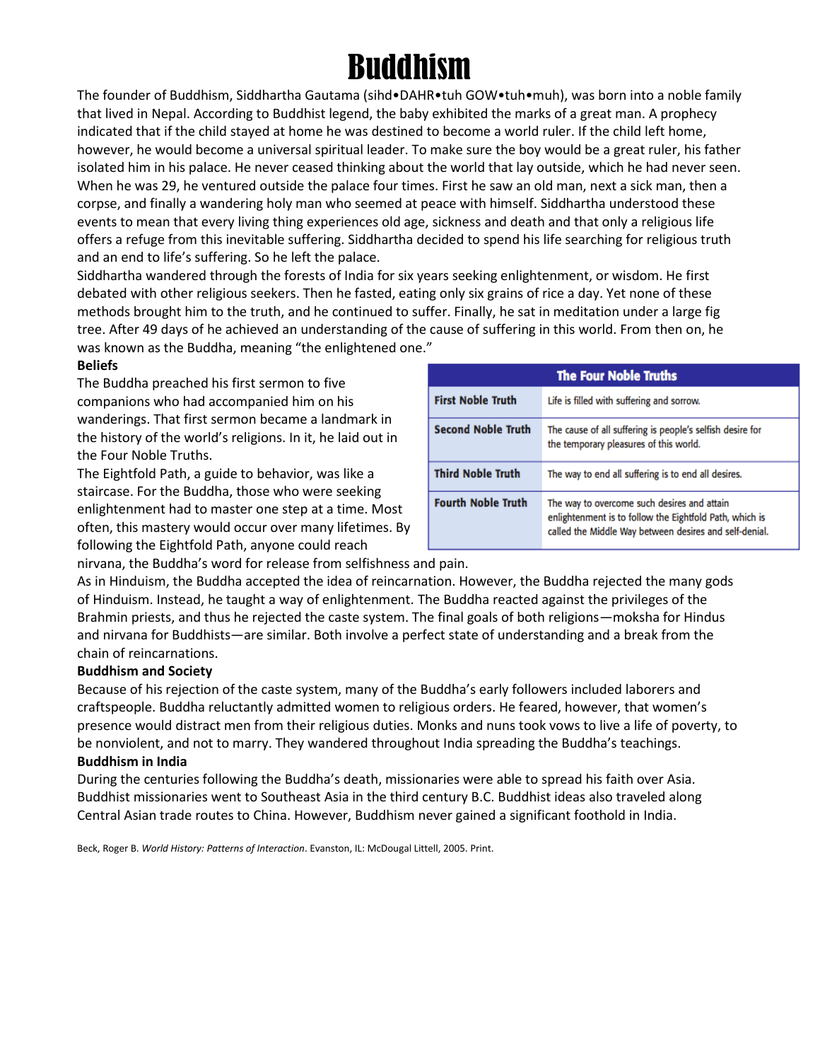# Buddhism

The founder of Buddhism, Siddhartha Gautama (sihd•DAHR•tuh GOW•tuh•muh), was born into a noble family that lived in Nepal. According to Buddhist legend, the baby exhibited the marks of a great man. A prophecy indicated that if the child stayed at home he was destined to become a world ruler. If the child left home, however, he would become a universal spiritual leader. To make sure the boy would be a great ruler, his father isolated him in his palace. He never ceased thinking about the world that lay outside, which he had never seen. When he was 29, he ventured outside the palace four times. First he saw an old man, next a sick man, then a corpse, and finally a wandering holy man who seemed at peace with himself. Siddhartha understood these events to mean that every living thing experiences old age, sickness and death and that only a religious life offers a refuge from this inevitable suffering. Siddhartha decided to spend his life searching for religious truth and an end to life's suffering. So he left the palace.

Siddhartha wandered through the forests of India for six years seeking enlightenment, or wisdom. He first debated with other religious seekers. Then he fasted, eating only six grains of rice a day. Yet none of these methods brought him to the truth, and he continued to suffer. Finally, he sat in meditation under a large fig tree. After 49 days of he achieved an understanding of the cause of suffering in this world. From then on, he was known as the Buddha, meaning "the enlightened one."

**Beliefs**

The Buddha preached his first sermon to five companions who had accompanied him on his wanderings. That first sermon became a landmark in the history of the world's religions. In it, he laid out in the Four Noble Truths.

| The Four Noble Truths | |
|---|---|
| **First Noble Truth** | Life is filled with suffering and sorrow. |
| **Second Noble Truth** | The cause of all suffering is people's selfish desire for the temporary pleasures of this world. |
| **Third Noble Truth** | The way to end all suffering is to end all desires. |
| **Fourth Noble Truth** | The way to overcome such desires and attain enlightenment is to follow the Eightfold Path, which is called the Middle Way between desires and self-denial. |

The Eightfold Path, a guide to behavior, was like a staircase. For the Buddha, those who were seeking enlightenment had to master one step at a time. Most often, this mastery would occur over many lifetimes. By following the Eightfold Path, anyone could reach nirvana, the Buddha's word for release from selfishness and pain.

As in Hinduism, the Buddha accepted the idea of reincarnation. However, the Buddha rejected the many gods of Hinduism. Instead, he taught a way of enlightenment. The Buddha reacted against the privileges of the Brahmin priests, and thus he rejected the caste system. The final goals of both religions—moksha for Hindus and nirvana for Buddhists—are similar. Both involve a perfect state of understanding and a break from the chain of reincarnations.

**Buddhism and Society**

Because of his rejection of the caste system, many of the Buddha's early followers included laborers and craftspeople. Buddha reluctantly admitted women to religious orders. He feared, however, that women's presence would distract men from their religious duties. Monks and nuns took vows to live a life of poverty, to be nonviolent, and not to marry. They wandered throughout India spreading the Buddha's teachings.

**Buddhism in India**

During the centuries following the Buddha's death, missionaries were able to spread his faith over Asia. Buddhist missionaries went to Southeast Asia in the third century B.C. Buddhist ideas also traveled along Central Asian trade routes to China. However, Buddhism never gained a significant foothold in India.

Beck, Roger B. *World History: Patterns of Interaction*. Evanston, IL: McDougal Littell, 2005. Print.